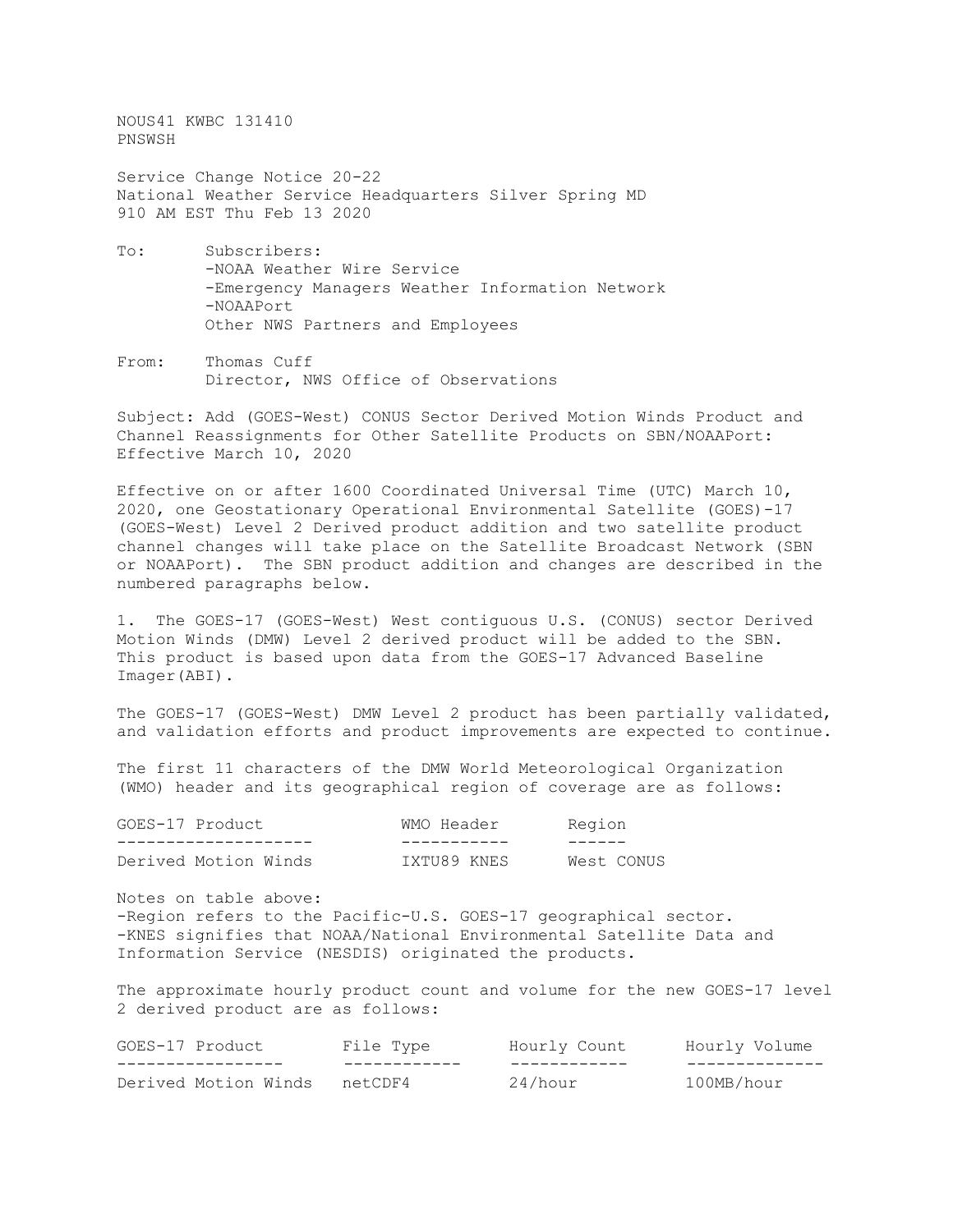NOUS41 KWBC 131410
PNSWSH

Service Change Notice 20-22
National Weather Service Headquarters Silver Spring MD
910 AM EST Thu Feb 13 2020

To: Subscribers:
-NOAA Weather Wire Service
-Emergency Managers Weather Information Network
-NOAAPort
Other NWS Partners and Employees

From: Thomas Cuff
Director, NWS Office of Observations

Subject: Add (GOES-West) CONUS Sector Derived Motion Winds Product and Channel Reassignments for Other Satellite Products on SBN/NOAAPort: Effective March 10, 2020

Effective on or after 1600 Coordinated Universal Time (UTC) March 10, 2020, one Geostationary Operational Environmental Satellite (GOES)-17 (GOES-West) Level 2 Derived product addition and two satellite product channel changes will take place on the Satellite Broadcast Network (SBN or NOAAPort). The SBN product addition and changes are described in the numbered paragraphs below.

1. The GOES-17 (GOES-West) West contiguous U.S. (CONUS) sector Derived Motion Winds (DMW) Level 2 derived product will be added to the SBN. This product is based upon data from the GOES-17 Advanced Baseline Imager(ABI).

The GOES-17 (GOES-West) DMW Level 2 product has been partially validated, and validation efforts and product improvements are expected to continue.

The first 11 characters of the DMW World Meteorological Organization (WMO) header and its geographical region of coverage are as follows:

| GOES-17 Product | WMO Header | Region |
|---|---|---|
| Derived Motion Winds | IXTU89 KNES | West CONUS |

Notes on table above:
-Region refers to the Pacific-U.S. GOES-17 geographical sector.
-KNES signifies that NOAA/National Environmental Satellite Data and Information Service (NESDIS) originated the products.

The approximate hourly product count and volume for the new GOES-17 level 2 derived product are as follows:

| GOES-17 Product | File Type | Hourly Count | Hourly Volume |
|---|---|---|---|
| Derived Motion Winds | netCDF4 | 24/hour | 100MB/hour |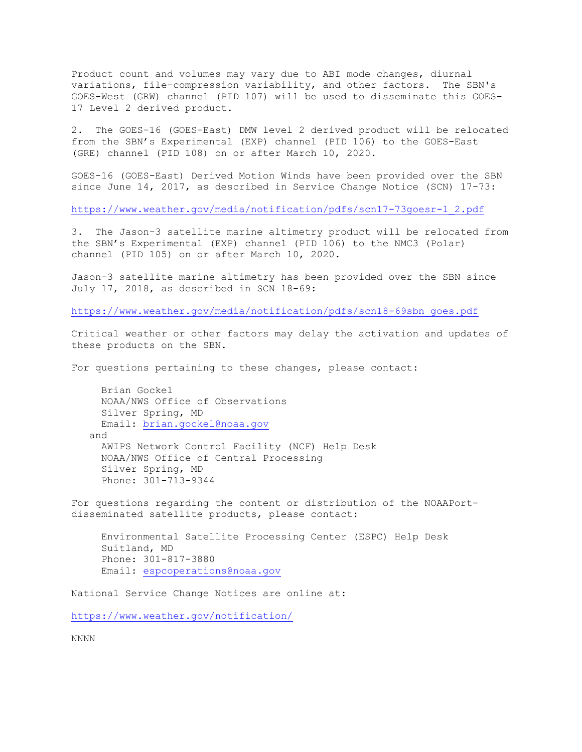Product count and volumes may vary due to ABI mode changes, diurnal variations, file-compression variability, and other factors. The SBN's GOES-West (GRW) channel (PID 107) will be used to disseminate this GOES-17 Level 2 derived product.

2. The GOES-16 (GOES-East) DMW level 2 derived product will be relocated from the SBN's Experimental (EXP) channel (PID 106) to the GOES-East (GRE) channel (PID 108) on or after March 10, 2020.

GOES-16 (GOES-East) Derived Motion Winds have been provided over the SBN since June 14, 2017, as described in Service Change Notice (SCN) 17-73:

https://www.weather.gov/media/notification/pdfs/scn17-73goesr-l_2.pdf

3. The Jason-3 satellite marine altimetry product will be relocated from the SBN's Experimental (EXP) channel (PID 106) to the NMC3 (Polar) channel (PID 105) on or after March 10, 2020.

Jason-3 satellite marine altimetry has been provided over the SBN since July 17, 2018, as described in SCN 18-69:

https://www.weather.gov/media/notification/pdfs/scn18-69sbn_goes.pdf

Critical weather or other factors may delay the activation and updates of these products on the SBN.

For questions pertaining to these changes, please contact:

Brian Gockel
NOAA/NWS Office of Observations
Silver Spring, MD
Email: brian.gockel@noaa.gov

and

AWIPS Network Control Facility (NCF) Help Desk
NOAA/NWS Office of Central Processing
Silver Spring, MD
Phone: 301-713-9344

For questions regarding the content or distribution of the NOAAPort-disseminated satellite products, please contact:

Environmental Satellite Processing Center (ESPC) Help Desk
Suitland, MD
Phone: 301-817-3880
Email: espcoperations@noaa.gov

National Service Change Notices are online at:

https://www.weather.gov/notification/

NNNN